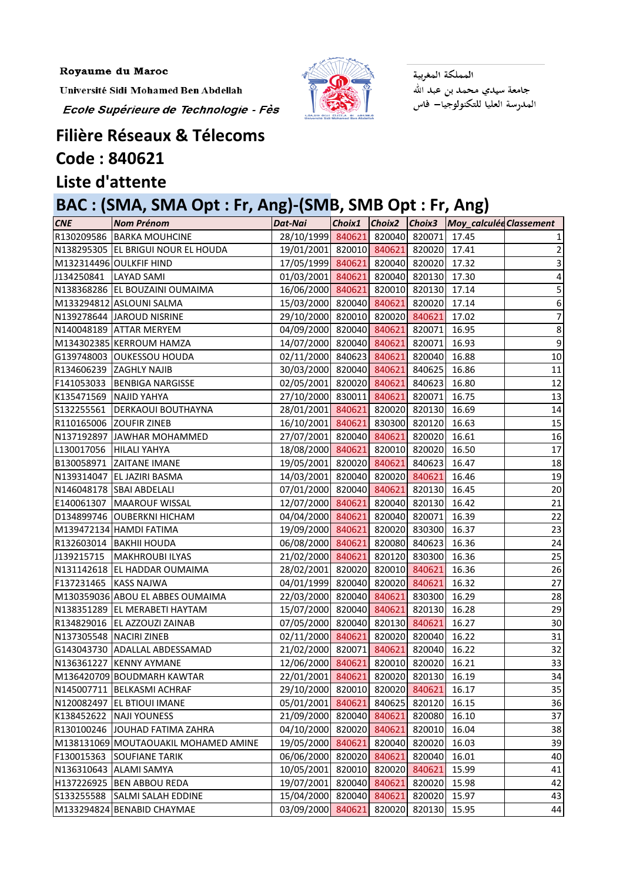Royaume du Maroc

Université Sidi Mohamed Ben Abdellah

*Ecole Supérieure de Technologie - Fès*

المملكة المغربية

جامعة سيدي محمد بن عبد الله

المدرسة العليا للتكنولوجيا– فاس

## Filière Réseaux & Télecoms

## Code : 840621

## Liste d'attente

## BAC : (SMA, SMA Opt : Fr, Ang)-(SMB, SMB Opt : Fr, Ang)

| CNE | Nom Prénom | Dat-Nai | Choix1 | Choix2 | Choix3 | Moy_calculée | Classement |
|---|---|---|---|---|---|---|---|
| R130209586 | BARKA MOUHCINE | 28/10/1999 | 840621 | 820040 | 820071 | 17.45 | 1 |
| N138295305 | EL BRIGUI NOUR EL HOUDA | 19/01/2001 | 820010 | 840621 | 820020 | 17.41 | 2 |
| M132314496 | OULKFIF HIND | 17/05/1999 | 840621 | 820040 | 820020 | 17.32 | 3 |
| J134250841 | LAYAD SAMI | 01/03/2001 | 840621 | 820040 | 820130 | 17.30 | 4 |
| N138368286 | EL BOUZAINI OUMAIMA | 16/06/2000 | 840621 | 820010 | 820130 | 17.14 | 5 |
| M133294812 | ASLOUNI SALMA | 15/03/2000 | 820040 | 840621 | 820020 | 17.14 | 6 |
| N139278644 | JAROUD NISRINE | 29/10/2000 | 820010 | 820020 | 840621 | 17.02 | 7 |
| N140048189 | ATTAR MERYEM | 04/09/2000 | 820040 | 840621 | 820071 | 16.95 | 8 |
| M134302385 | KERROUM HAMZA | 14/07/2000 | 820040 | 840621 | 820071 | 16.93 | 9 |
| G139748003 | OUKESSOU HOUDA | 02/11/2000 | 840623 | 840621 | 820040 | 16.88 | 10 |
| R134606239 | ZAGHLY NAJIB | 30/03/2000 | 820040 | 840621 | 840625 | 16.86 | 11 |
| F141053033 | BENBIGA NARGISSE | 02/05/2001 | 820020 | 840621 | 840623 | 16.80 | 12 |
| K135471569 | NAJID YAHYA | 27/10/2000 | 830011 | 840621 | 820071 | 16.75 | 13 |
| S132255561 | DERKAOUI BOUTHAYNA | 28/01/2001 | 840621 | 820020 | 820130 | 16.69 | 14 |
| R110165006 | ZOUFIR ZINEB | 16/10/2001 | 840621 | 830300 | 820120 | 16.63 | 15 |
| N137192897 | JAWHAR MOHAMMED | 27/07/2001 | 820040 | 840621 | 820020 | 16.61 | 16 |
| L130017056 | HILALI YAHYA | 18/08/2000 | 840621 | 820010 | 820020 | 16.50 | 17 |
| B130058971 | ZAITANE IMANE | 19/05/2001 | 820020 | 840621 | 840623 | 16.47 | 18 |
| N139314047 | EL JAZIRI BASMA | 14/03/2001 | 820040 | 820020 | 840621 | 16.46 | 19 |
| N146048178 | SBAI ABDELALI | 07/01/2000 | 820040 | 840621 | 820130 | 16.45 | 20 |
| E140061307 | MAAROUF WISSAL | 12/07/2000 | 840621 | 820040 | 820130 | 16.42 | 21 |
| D134899746 | OUBERKNI HICHAM | 04/04/2000 | 840621 | 820040 | 820071 | 16.39 | 22 |
| M139472134 | HAMDI FATIMA | 19/09/2000 | 840621 | 820020 | 830300 | 16.37 | 23 |
| R132603014 | BAKHII HOUDA | 06/08/2000 | 840621 | 820080 | 840623 | 16.36 | 24 |
| J139215715 | MAKHROUBI ILYAS | 21/02/2000 | 840621 | 820120 | 830300 | 16.36 | 25 |
| N131142618 | EL HADDAR OUMAIMA | 28/02/2001 | 820020 | 820010 | 840621 | 16.36 | 26 |
| F137231465 | KASS NAJWA | 04/01/1999 | 820040 | 820020 | 840621 | 16.32 | 27 |
| M130359036 | ABOU EL ABBES OUMAIMA | 22/03/2000 | 820040 | 840621 | 830300 | 16.29 | 28 |
| N138351289 | EL MERABETI HAYTAM | 15/07/2000 | 820040 | 840621 | 820130 | 16.28 | 29 |
| R134829016 | EL AZZOUZI ZAINAB | 07/05/2000 | 820040 | 820130 | 840621 | 16.27 | 30 |
| N137305548 | NACIRI ZINEB | 02/11/2000 | 840621 | 820020 | 820040 | 16.22 | 31 |
| G143043730 | ADALLAL ABDESSAMAD | 21/02/2000 | 820071 | 840621 | 820040 | 16.22 | 32 |
| N136361227 | KENNY AYMANE | 12/06/2000 | 840621 | 820010 | 820020 | 16.21 | 33 |
| M136420709 | BOUDMARH KAWTAR | 22/01/2001 | 840621 | 820020 | 820130 | 16.19 | 34 |
| N145007711 | BELKASMI ACHRAF | 29/10/2000 | 820010 | 820020 | 840621 | 16.17 | 35 |
| N120082497 | EL BTIOUI IMANE | 05/01/2001 | 840621 | 840625 | 820120 | 16.15 | 36 |
| K138452622 | NAJI YOUNESS | 21/09/2000 | 820040 | 840621 | 820080 | 16.10 | 37 |
| R130100246 | JOUHAD FATIMA ZAHRA | 04/10/2000 | 820020 | 840621 | 820010 | 16.04 | 38 |
| M138131069 | MOUTAOUAKIL MOHAMED AMINE | 19/05/2000 | 840621 | 820040 | 820020 | 16.03 | 39 |
| F130015363 | SOUFIANE TARIK | 06/06/2000 | 820020 | 840621 | 820040 | 16.01 | 40 |
| N136310643 | ALAMI SAMYA | 10/05/2001 | 820010 | 820020 | 840621 | 15.99 | 41 |
| H137226925 | BEN ABBOU REDA | 19/07/2001 | 820040 | 840621 | 820020 | 15.98 | 42 |
| S133255588 | SALMI SALAH EDDINE | 15/04/2000 | 820040 | 840621 | 820020 | 15.97 | 43 |
| M133294824 | BENABID CHAYMAE | 03/09/2000 | 840621 | 820020 | 820130 | 15.95 | 44 |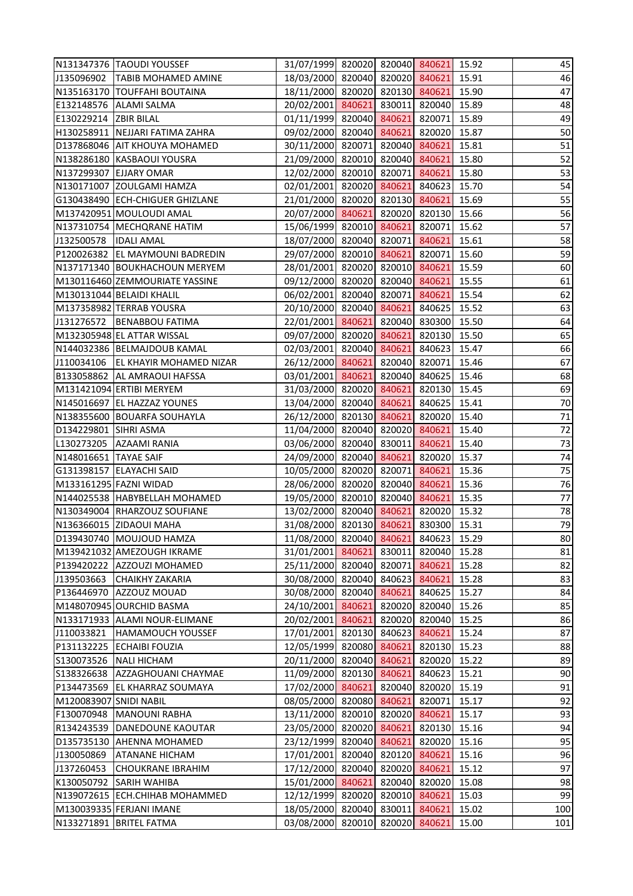| | | | | | | | |
|---|---|---|---|---|---|---|---|
| N131347376 | TAOUDI YOUSSEF | 31/07/1999 | 820020 | 820040 | 840621 | 15.92 | 45 |
| J135096902 | TABIB MOHAMED AMINE | 18/03/2000 | 820040 | 820020 | 840621 | 15.91 | 46 |
| N135163170 | TOUFFAHI BOUTAINA | 18/11/2000 | 820020 | 820130 | 840621 | 15.90 | 47 |
| E132148576 | ALAMI SALMA | 20/02/2001 | 840621 | 830011 | 820040 | 15.89 | 48 |
| E130229214 | ZBIR BILAL | 01/11/1999 | 820040 | 840621 | 820071 | 15.89 | 49 |
| H130258911 | NEJJARI FATIMA ZAHRA | 09/02/2000 | 820040 | 840621 | 820020 | 15.87 | 50 |
| D137868046 | AIT KHOUYA MOHAMED | 30/11/2000 | 820071 | 820040 | 840621 | 15.81 | 51 |
| N138286180 | KASBAOUI YOUSRA | 21/09/2000 | 820010 | 820040 | 840621 | 15.80 | 52 |
| N137299307 | EJJARY OMAR | 12/02/2000 | 820010 | 820071 | 840621 | 15.80 | 53 |
| N130171007 | ZOULGAMI HAMZA | 02/01/2001 | 820020 | 840621 | 840623 | 15.70 | 54 |
| G130438490 | ECH-CHIGUER GHIZLANE | 21/01/2000 | 820020 | 820130 | 840621 | 15.69 | 55 |
| M137420951 | MOULOUDI AMAL | 20/07/2000 | 840621 | 820020 | 820130 | 15.66 | 56 |
| N137310754 | MECHQRANE HATIM | 15/06/1999 | 820010 | 840621 | 820071 | 15.62 | 57 |
| J132500578 | IDALI AMAL | 18/07/2000 | 820040 | 820071 | 840621 | 15.61 | 58 |
| P120026382 | EL MAYMOUNI BADREDIN | 29/07/2000 | 820010 | 840621 | 820071 | 15.60 | 59 |
| N137171340 | BOUKHACHOUN MERYEM | 28/01/2001 | 820020 | 820010 | 840621 | 15.59 | 60 |
| M130116460 | ZEMMOURIATE YASSINE | 09/12/2000 | 820020 | 820040 | 840621 | 15.55 | 61 |
| M130131044 | BELAIDI KHALIL | 06/02/2001 | 820040 | 820071 | 840621 | 15.54 | 62 |
| M137358982 | TERRAB YOUSRA | 20/10/2000 | 820040 | 840621 | 840625 | 15.52 | 63 |
| J131276572 | BENABBOU FATIMA | 22/01/2001 | 840621 | 820040 | 830300 | 15.50 | 64 |
| M132305948 | EL ATTAR WISSAL | 09/07/2000 | 820020 | 840621 | 820130 | 15.50 | 65 |
| N144032386 | BELMAJDOUB KAMAL | 02/03/2001 | 820040 | 840621 | 840623 | 15.47 | 66 |
| J110034106 | EL KHAYIR MOHAMED NIZAR | 26/12/2000 | 840621 | 820040 | 820071 | 15.46 | 67 |
| B133058862 | AL AMRAOUI HAFSSA | 03/01/2001 | 840621 | 820040 | 840625 | 15.46 | 68 |
| M131421094 | ERTIBI MERYEM | 31/03/2000 | 820020 | 840621 | 820130 | 15.45 | 69 |
| N145016697 | EL HAZZAZ YOUNES | 13/04/2000 | 820040 | 840621 | 840625 | 15.41 | 70 |
| N138355600 | BOUARFA SOUHAYLA | 26/12/2000 | 820130 | 840621 | 820020 | 15.40 | 71 |
| D134229801 | SIHRI ASMA | 11/04/2000 | 820040 | 820020 | 840621 | 15.40 | 72 |
| L130273205 | AZAAMI RANIA | 03/06/2000 | 820040 | 830011 | 840621 | 15.40 | 73 |
| N148016651 | TAYAE SAIF | 24/09/2000 | 820040 | 840621 | 820020 | 15.37 | 74 |
| G131398157 | ELAYACHI SAID | 10/05/2000 | 820020 | 820071 | 840621 | 15.36 | 75 |
| M133161295 | FAZNI WIDAD | 28/06/2000 | 820020 | 820040 | 840621 | 15.36 | 76 |
| N144025538 | HABYBELLAH MOHAMED | 19/05/2000 | 820010 | 820040 | 840621 | 15.35 | 77 |
| N130349004 | RHARZOUZ SOUFIANE | 13/02/2000 | 820040 | 840621 | 820020 | 15.32 | 78 |
| N136366015 | ZIDAOUI MAHA | 31/08/2000 | 820130 | 840621 | 830300 | 15.31 | 79 |
| D139430740 | MOUJOUD HAMZA | 11/08/2000 | 820040 | 840621 | 840623 | 15.29 | 80 |
| M139421032 | AMEZOUGH IKRAME | 31/01/2001 | 840621 | 830011 | 820040 | 15.28 | 81 |
| P139420222 | AZZOUZI MOHAMED | 25/11/2000 | 820040 | 820071 | 840621 | 15.28 | 82 |
| J139503663 | CHAIKHY ZAKARIA | 30/08/2000 | 820040 | 840623 | 840621 | 15.28 | 83 |
| P136446970 | AZZOUZ MOUAD | 30/08/2000 | 820040 | 840621 | 840625 | 15.27 | 84 |
| M148070945 | OURCHID BASMA | 24/10/2001 | 840621 | 820020 | 820040 | 15.26 | 85 |
| N133171933 | ALAMI NOUR-ELIMANE | 20/02/2001 | 840621 | 820020 | 820040 | 15.25 | 86 |
| J110033821 | HAMAMOUCH YOUSSEF | 17/01/2001 | 820130 | 840623 | 840621 | 15.24 | 87 |
| P131132225 | ECHAIBI FOUZIA | 12/05/1999 | 820080 | 840621 | 820130 | 15.23 | 88 |
| S130073526 | NALI HICHAM | 20/11/2000 | 820040 | 840621 | 820020 | 15.22 | 89 |
| S138326638 | AZZAGHOUANI CHAYMAE | 11/09/2000 | 820130 | 840621 | 840623 | 15.21 | 90 |
| P134473569 | EL KHARRAZ SOUMAYA | 17/02/2000 | 840621 | 820040 | 820020 | 15.19 | 91 |
| M120083907 | SNIDI NABIL | 08/05/2000 | 820080 | 840621 | 820071 | 15.17 | 92 |
| F130070948 | MANOUNI RABHA | 13/11/2000 | 820010 | 820020 | 840621 | 15.17 | 93 |
| R134243539 | DANEDOUNE KAOUTAR | 23/05/2000 | 820020 | 840621 | 820130 | 15.16 | 94 |
| D135735130 | AHENNA MOHAMED | 23/12/1999 | 820040 | 840621 | 820020 | 15.16 | 95 |
| J130050869 | ATANANE HICHAM | 17/01/2001 | 820040 | 820120 | 840621 | 15.16 | 96 |
| J137260453 | CHOUKRANE IBRAHIM | 17/12/2000 | 820040 | 820020 | 840621 | 15.12 | 97 |
| K130050792 | SARIH WAHIBA | 15/01/2000 | 840621 | 820040 | 820020 | 15.08 | 98 |
| N139072615 | ECH.CHIHAB MOHAMMED | 12/12/1999 | 820020 | 820010 | 840621 | 15.03 | 99 |
| M130039335 | FERJANI IMANE | 18/05/2000 | 820040 | 830011 | 840621 | 15.02 | 100 |
| N133271891 | BRITEL FATMA | 03/08/2000 | 820010 | 820020 | 840621 | 15.00 | 101 |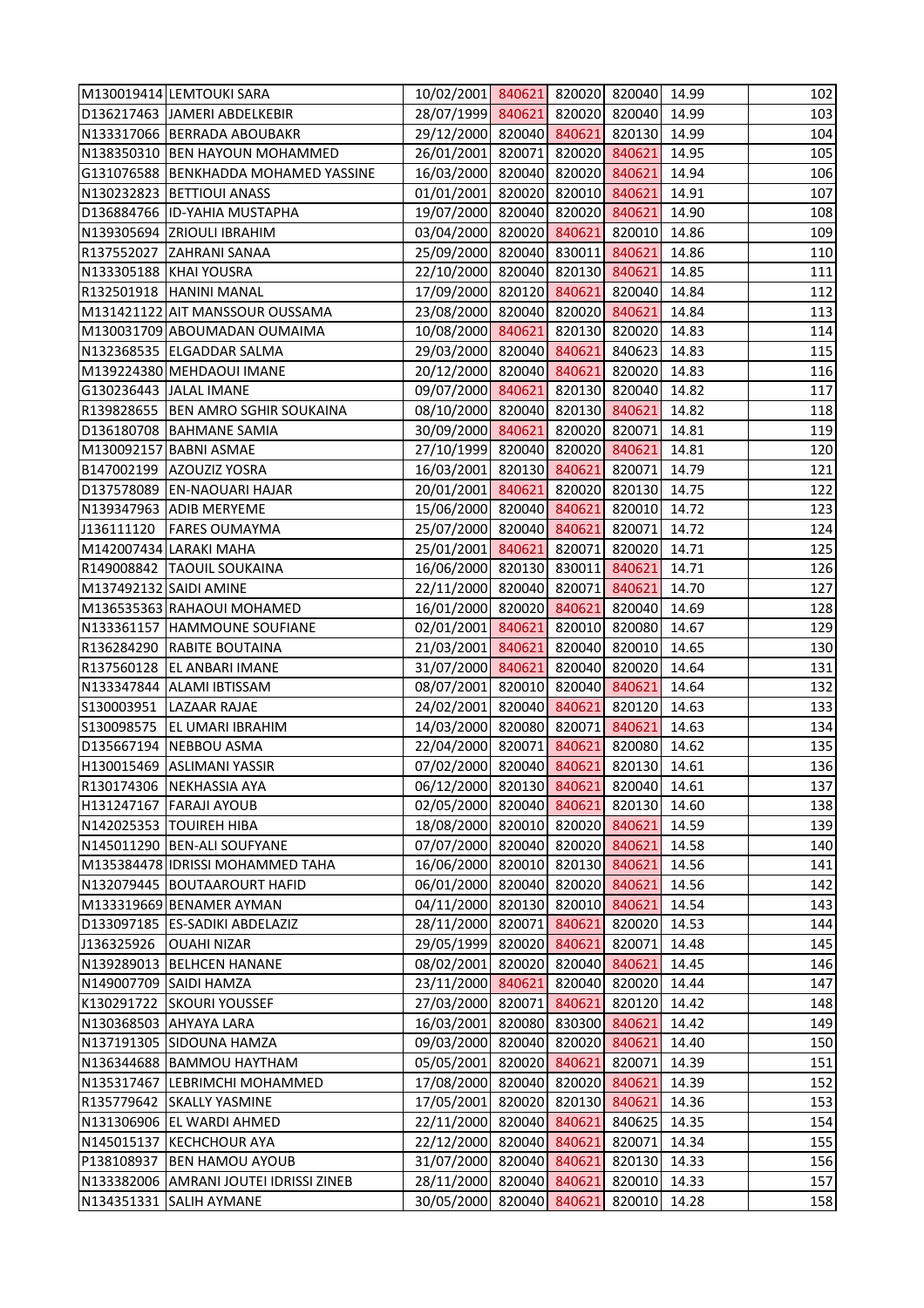| | | | | | | | | |
|---|---|---|---|---|---|---|---|---|
| M130019414 | LEMTOUKI SARA | 10/02/2001 | 840621 | 820020 | 820040 | 14.99 | | 102 |
| D136217463 | JAMERI ABDELKEBIR | 28/07/1999 | 840621 | 820020 | 820040 | 14.99 | | 103 |
| N133317066 | BERRADA ABOUBAKR | 29/12/2000 | 820040 | 840621 | 820130 | 14.99 | | 104 |
| N138350310 | BEN HAYOUN MOHAMMED | 26/01/2001 | 820071 | 820020 | 840621 | 14.95 | | 105 |
| G131076588 | BENKHADDA MOHAMED YASSINE | 16/03/2000 | 820040 | 820020 | 840621 | 14.94 | | 106 |
| N130232823 | BETTIOUI ANASS | 01/01/2001 | 820020 | 820010 | 840621 | 14.91 | | 107 |
| D136884766 | ID-YAHIA MUSTAPHA | 19/07/2000 | 820040 | 820020 | 840621 | 14.90 | | 108 |
| N139305694 | ZRIOULI IBRAHIM | 03/04/2000 | 820020 | 840621 | 820010 | 14.86 | | 109 |
| R137552027 | ZAHRANI SANAA | 25/09/2000 | 820040 | 830011 | 840621 | 14.86 | | 110 |
| N133305188 | KHAI YOUSRA | 22/10/2000 | 820040 | 820130 | 840621 | 14.85 | | 111 |
| R132501918 | HANINI MANAL | 17/09/2000 | 820120 | 840621 | 820040 | 14.84 | | 112 |
| M131421122 | AIT MANSSOUR OUSSAMA | 23/08/2000 | 820040 | 820020 | 840621 | 14.84 | | 113 |
| M130031709 | ABOUMADAN OUMAIMA | 10/08/2000 | 840621 | 820130 | 820020 | 14.83 | | 114 |
| N132368535 | ELGADDAR SALMA | 29/03/2000 | 820040 | 840621 | 840623 | 14.83 | | 115 |
| M139224380 | MEHDAOUI IMANE | 20/12/2000 | 820040 | 840621 | 820020 | 14.83 | | 116 |
| G130236443 | JALAL IMANE | 09/07/2000 | 840621 | 820130 | 820040 | 14.82 | | 117 |
| R139828655 | BEN AMRO SGHIR SOUKAINA | 08/10/2000 | 820040 | 820130 | 840621 | 14.82 | | 118 |
| D136180708 | BAHMANE SAMIA | 30/09/2000 | 840621 | 820020 | 820071 | 14.81 | | 119 |
| M130092157 | BABNI ASMAE | 27/10/1999 | 820040 | 820020 | 840621 | 14.81 | | 120 |
| B147002199 | AZOUZIZ YOSRA | 16/03/2001 | 820130 | 840621 | 820071 | 14.79 | | 121 |
| D137578089 | EN-NAOUARI HAJAR | 20/01/2001 | 840621 | 820020 | 820130 | 14.75 | | 122 |
| N139347963 | ADIB MERYEME | 15/06/2000 | 820040 | 840621 | 820010 | 14.72 | | 123 |
| J136111120 | FARES OUMAYMA | 25/07/2000 | 820040 | 840621 | 820071 | 14.72 | | 124 |
| M142007434 | LARAKI MAHA | 25/01/2001 | 840621 | 820071 | 820020 | 14.71 | | 125 |
| R149008842 | TAOUIL SOUKAINA | 16/06/2000 | 820130 | 830011 | 840621 | 14.71 | | 126 |
| M137492132 | SAIDI AMINE | 22/11/2000 | 820040 | 820071 | 840621 | 14.70 | | 127 |
| M136535363 | RAHAOUI MOHAMED | 16/01/2000 | 820020 | 840621 | 820040 | 14.69 | | 128 |
| N133361157 | HAMMOUNE SOUFIANE | 02/01/2001 | 840621 | 820010 | 820080 | 14.67 | | 129 |
| R136284290 | RABITE BOUTAINA | 21/03/2001 | 840621 | 820040 | 820010 | 14.65 | | 130 |
| R137560128 | EL ANBARI IMANE | 31/07/2000 | 840621 | 820040 | 820020 | 14.64 | | 131 |
| N133347844 | ALAMI IBTISSAM | 08/07/2001 | 820010 | 820040 | 840621 | 14.64 | | 132 |
| S130003951 | LAZAAR RAJAE | 24/02/2001 | 820040 | 840621 | 820120 | 14.63 | | 133 |
| S130098575 | EL UMARI IBRAHIM | 14/03/2000 | 820080 | 820071 | 840621 | 14.63 | | 134 |
| D135667194 | NEBBOU ASMA | 22/04/2000 | 820071 | 840621 | 820080 | 14.62 | | 135 |
| H130015469 | ASLIMANI YASSIR | 07/02/2000 | 820040 | 840621 | 820130 | 14.61 | | 136 |
| R130174306 | NEKHASSIA AYA | 06/12/2000 | 820130 | 840621 | 820040 | 14.61 | | 137 |
| H131247167 | FARAJI AYOUB | 02/05/2000 | 820040 | 840621 | 820130 | 14.60 | | 138 |
| N142025353 | TOUIREH HIBA | 18/08/2000 | 820010 | 820020 | 840621 | 14.59 | | 139 |
| N145011290 | BEN-ALI SOUFYANE | 07/07/2000 | 820040 | 820020 | 840621 | 14.58 | | 140 |
| M135384478 | IDRISSI MOHAMMED TAHA | 16/06/2000 | 820010 | 820130 | 840621 | 14.56 | | 141 |
| N132079445 | BOUTAAROURT HAFID | 06/01/2000 | 820040 | 820020 | 840621 | 14.56 | | 142 |
| M133319669 | BENAMER AYMAN | 04/11/2000 | 820130 | 820010 | 840621 | 14.54 | | 143 |
| D133097185 | ES-SADIKI ABDELAZIZ | 28/11/2000 | 820071 | 840621 | 820020 | 14.53 | | 144 |
| J136325926 | OUAHI NIZAR | 29/05/1999 | 820020 | 840621 | 820071 | 14.48 | | 145 |
| N139289013 | BELHCEN HANANE | 08/02/2001 | 820020 | 820040 | 840621 | 14.45 | | 146 |
| N149007709 | SAIDI HAMZA | 23/11/2000 | 840621 | 820040 | 820020 | 14.44 | | 147 |
| K130291722 | SKOURI YOUSSEF | 27/03/2000 | 820071 | 840621 | 820120 | 14.42 | | 148 |
| N130368503 | AHYAYA LARA | 16/03/2001 | 820080 | 830300 | 840621 | 14.42 | | 149 |
| N137191305 | SIDOUNA HAMZA | 09/03/2000 | 820040 | 820020 | 840621 | 14.40 | | 150 |
| N136344688 | BAMMOU HAYTHAM | 05/05/2001 | 820020 | 840621 | 820071 | 14.39 | | 151 |
| N135317467 | LEBRIMCHI MOHAMMED | 17/08/2000 | 820040 | 820020 | 840621 | 14.39 | | 152 |
| R135779642 | SKALLY YASMINE | 17/05/2001 | 820020 | 820130 | 840621 | 14.36 | | 153 |
| N131306906 | EL WARDI AHMED | 22/11/2000 | 820040 | 840621 | 840625 | 14.35 | | 154 |
| N145015137 | KECHCHOUR AYA | 22/12/2000 | 820040 | 840621 | 820071 | 14.34 | | 155 |
| P138108937 | BEN HAMOU AYOUB | 31/07/2000 | 820040 | 840621 | 820130 | 14.33 | | 156 |
| N133382006 | AMRANI JOUTEI IDRISSI ZINEB | 28/11/2000 | 820040 | 840621 | 820010 | 14.33 | | 157 |
| N134351331 | SALIH AYMANE | 30/05/2000 | 820040 | 840621 | 820010 | 14.28 | | 158 |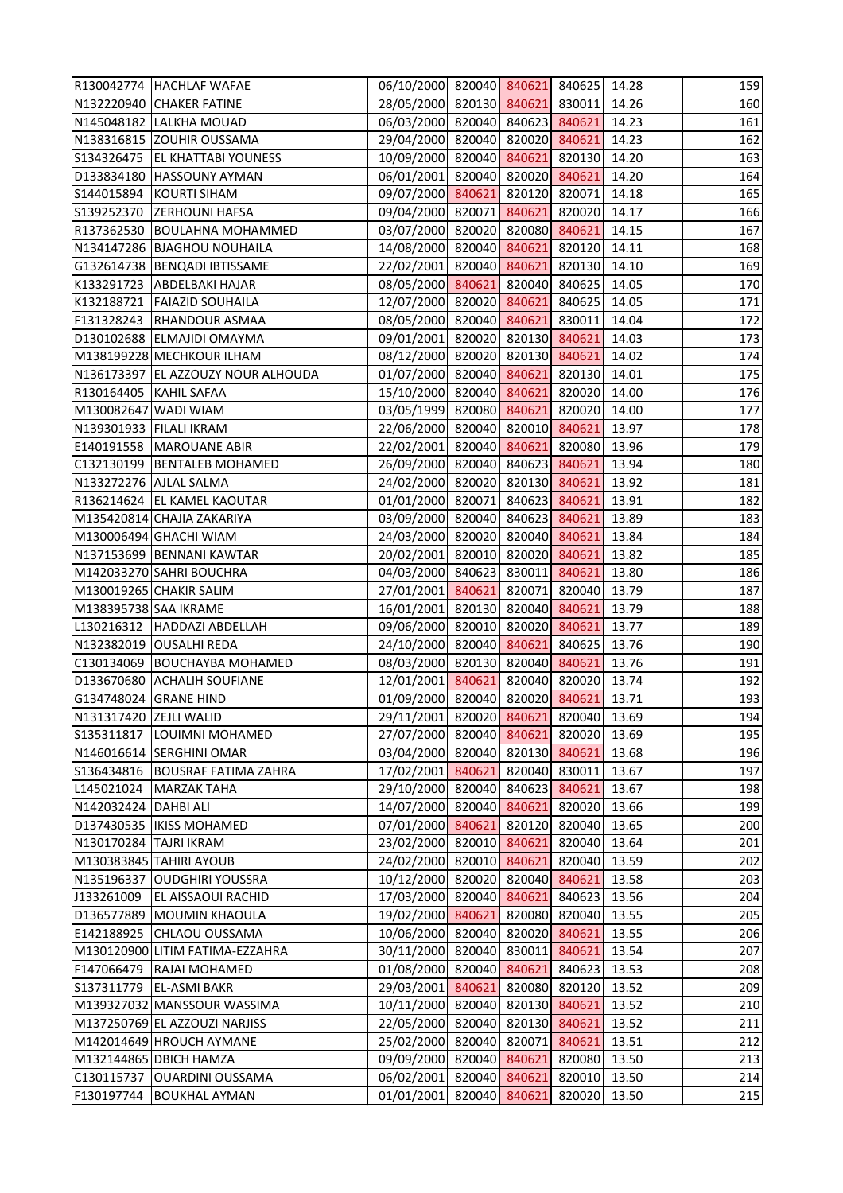| | | | | | | | | |
|---|---|---|---|---|---|---|---|---|
| R130042774 | HACHLAF WAFAE | 06/10/2000 | 820040 | 840621 | 840625 | 14.28 | | 159 |
| N132220940 | CHAKER FATINE | 28/05/2000 | 820130 | 840621 | 830011 | 14.26 | | 160 |
| N145048182 | LALKHA MOUAD | 06/03/2000 | 820040 | 840623 | 840621 | 14.23 | | 161 |
| N138316815 | ZOUHIR OUSSAMA | 29/04/2000 | 820040 | 820020 | 840621 | 14.23 | | 162 |
| S134326475 | EL KHATTABI YOUNESS | 10/09/2000 | 820040 | 840621 | 820130 | 14.20 | | 163 |
| D133834180 | HASSOUNY AYMAN | 06/01/2001 | 820040 | 820020 | 840621 | 14.20 | | 164 |
| S144015894 | KOURTI SIHAM | 09/07/2000 | 840621 | 820120 | 820071 | 14.18 | | 165 |
| S139252370 | ZERHOUNI HAFSA | 09/04/2000 | 820071 | 840621 | 820020 | 14.17 | | 166 |
| R137362530 | BOULAHNA MOHAMMED | 03/07/2000 | 820020 | 820080 | 840621 | 14.15 | | 167 |
| N134147286 | BJAGHOU NOUHAILA | 14/08/2000 | 820040 | 840621 | 820120 | 14.11 | | 168 |
| G132614738 | BENQADI IBTISSAME | 22/02/2001 | 820040 | 840621 | 820130 | 14.10 | | 169 |
| K133291723 | ABDELBAKI HAJAR | 08/05/2000 | 840621 | 820040 | 840625 | 14.05 | | 170 |
| K132188721 | FAIAZID SOUHAILA | 12/07/2000 | 820020 | 840621 | 840625 | 14.05 | | 171 |
| F131328243 | RHANDOUR ASMAA | 08/05/2000 | 820040 | 840621 | 830011 | 14.04 | | 172 |
| D130102688 | ELMAJIDI OMAYMA | 09/01/2001 | 820020 | 820130 | 840621 | 14.03 | | 173 |
| M138199228 | MECHKOUR ILHAM | 08/12/2000 | 820020 | 820130 | 840621 | 14.02 | | 174 |
| N136173397 | EL AZZOUZY NOUR ALHOUDA | 01/07/2000 | 820040 | 840621 | 820130 | 14.01 | | 175 |
| R130164405 | KAHIL SAFAA | 15/10/2000 | 820040 | 840621 | 820020 | 14.00 | | 176 |
| M130082647 | WADI WIAM | 03/05/1999 | 820080 | 840621 | 820020 | 14.00 | | 177 |
| N139301933 | FILALI IKRAM | 22/06/2000 | 820040 | 820010 | 840621 | 13.97 | | 178 |
| E140191558 | MAROUANE ABIR | 22/02/2001 | 820040 | 840621 | 820080 | 13.96 | | 179 |
| C132130199 | BENTALEB MOHAMED | 26/09/2000 | 820040 | 840623 | 840621 | 13.94 | | 180 |
| N133272276 | AJLAL SALMA | 24/02/2000 | 820020 | 820130 | 840621 | 13.92 | | 181 |
| R136214624 | EL KAMEL KAOUTAR | 01/01/2000 | 820071 | 840623 | 840621 | 13.91 | | 182 |
| M135420814 | CHAJIA ZAKARIYA | 03/09/2000 | 820040 | 840623 | 840621 | 13.89 | | 183 |
| M130006494 | GHACHI WIAM | 24/03/2000 | 820020 | 820040 | 840621 | 13.84 | | 184 |
| N137153699 | BENNANI KAWTAR | 20/02/2001 | 820010 | 820020 | 840621 | 13.82 | | 185 |
| M142033270 | SAHRI BOUCHRA | 04/03/2000 | 840623 | 830011 | 840621 | 13.80 | | 186 |
| M130019265 | CHAKIR SALIM | 27/01/2001 | 840621 | 820071 | 820040 | 13.79 | | 187 |
| M138395738 | SAA IKRAME | 16/01/2001 | 820130 | 820040 | 840621 | 13.79 | | 188 |
| L130216312 | HADDAZI ABDELLAH | 09/06/2000 | 820010 | 820020 | 840621 | 13.77 | | 189 |
| N132382019 | OUSALHI REDA | 24/10/2000 | 820040 | 840621 | 840625 | 13.76 | | 190 |
| C130134069 | BOUCHAYBA MOHAMED | 08/03/2000 | 820130 | 820040 | 840621 | 13.76 | | 191 |
| D133670680 | ACHALIH SOUFIANE | 12/01/2001 | 840621 | 820040 | 820020 | 13.74 | | 192 |
| G134748024 | GRANE HIND | 01/09/2000 | 820040 | 820020 | 840621 | 13.71 | | 193 |
| N131317420 | ZEJLI WALID | 29/11/2001 | 820020 | 840621 | 820040 | 13.69 | | 194 |
| S135311817 | LOUIMNI MOHAMED | 27/07/2000 | 820040 | 840621 | 820020 | 13.69 | | 195 |
| N146016614 | SERGHINI OMAR | 03/04/2000 | 820040 | 820130 | 840621 | 13.68 | | 196 |
| S136434816 | BOUSRAF FATIMA ZAHRA | 17/02/2001 | 840621 | 820040 | 830011 | 13.67 | | 197 |
| L145021024 | MARZAK TAHA | 29/10/2000 | 820040 | 840623 | 840621 | 13.67 | | 198 |
| N142032424 | DAHBI ALI | 14/07/2000 | 820040 | 840621 | 820020 | 13.66 | | 199 |
| D137430535 | IKISS MOHAMED | 07/01/2000 | 840621 | 820120 | 820040 | 13.65 | | 200 |
| N130170284 | TAJRI IKRAM | 23/02/2000 | 820010 | 840621 | 820040 | 13.64 | | 201 |
| M130383845 | TAHIRI AYOUB | 24/02/2000 | 820010 | 840621 | 820040 | 13.59 | | 202 |
| N135196337 | OUDGHIRI YOUSSRA | 10/12/2000 | 820020 | 820040 | 840621 | 13.58 | | 203 |
| J133261009 | EL AISSAOUI RACHID | 17/03/2000 | 820040 | 840621 | 840623 | 13.56 | | 204 |
| D136577889 | MOUMIN KHAOULA | 19/02/2000 | 840621 | 820080 | 820040 | 13.55 | | 205 |
| E142188925 | CHLAOU OUSSAMA | 10/06/2000 | 820040 | 820020 | 840621 | 13.55 | | 206 |
| M130120900 | LITIM FATIMA-EZZAHRA | 30/11/2000 | 820040 | 830011 | 840621 | 13.54 | | 207 |
| F147066479 | RAJAI MOHAMED | 01/08/2000 | 820040 | 840621 | 840623 | 13.53 | | 208 |
| S137311779 | EL-ASMI BAKR | 29/03/2001 | 840621 | 820080 | 820120 | 13.52 | | 209 |
| M139327032 | MANSSOUR WASSIMA | 10/11/2000 | 820040 | 820130 | 840621 | 13.52 | | 210 |
| M137250769 | EL AZZOUZI NARJISS | 22/05/2000 | 820040 | 820130 | 840621 | 13.52 | | 211 |
| M142014649 | HROUCH AYMANE | 25/02/2000 | 820040 | 820071 | 840621 | 13.51 | | 212 |
| M132144865 | DBICH HAMZA | 09/09/2000 | 820040 | 840621 | 820080 | 13.50 | | 213 |
| C130115737 | OUARDINI OUSSAMA | 06/02/2001 | 820040 | 840621 | 820010 | 13.50 | | 214 |
| F130197744 | BOUKHAL AYMAN | 01/01/2001 | 820040 | 840621 | 820020 | 13.50 | | 215 |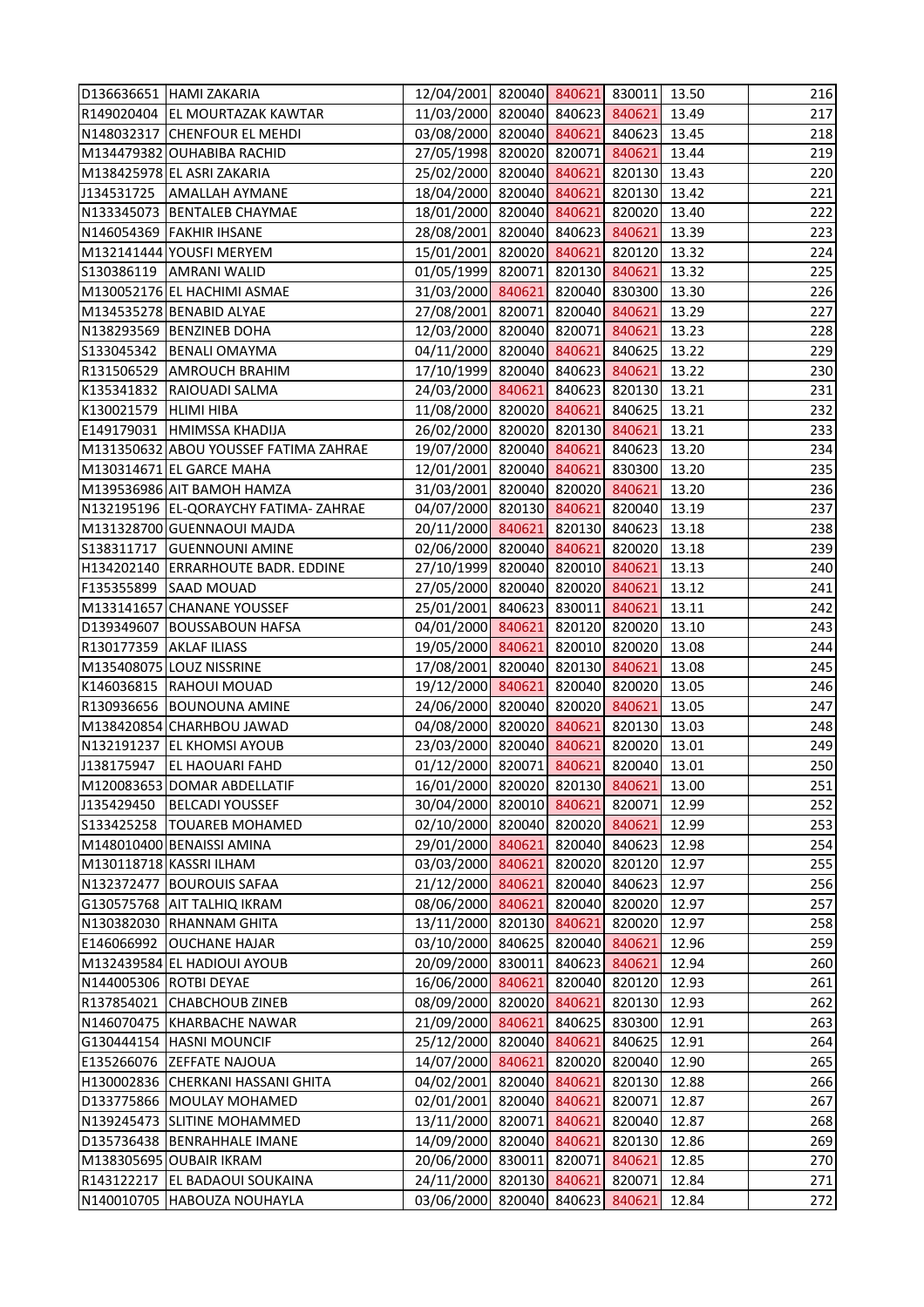| | | | | | | | | |
|---|---|---|---|---|---|---|---|---|
| D136636651 | HAMI ZAKARIA | 12/04/2001 | 820040 | 840621 | 830011 | 13.50 | | 216 |
| R149020404 | EL MOURTAZAK KAWTAR | 11/03/2000 | 820040 | 840623 | 840621 | 13.49 | | 217 |
| N148032317 | CHENFOUR EL MEHDI | 03/08/2000 | 820040 | 840621 | 840623 | 13.45 | | 218 |
| M134479382 | OUHABIBA RACHID | 27/05/1998 | 820020 | 820071 | 840621 | 13.44 | | 219 |
| M138425978 | EL ASRI ZAKARIA | 25/02/2000 | 820040 | 840621 | 820130 | 13.43 | | 220 |
| J134531725 | AMALLAH AYMANE | 18/04/2000 | 820040 | 840621 | 820130 | 13.42 | | 221 |
| N133345073 | BENTALEB CHAYMAE | 18/01/2000 | 820040 | 840621 | 820020 | 13.40 | | 222 |
| N146054369 | FAKHIR IHSANE | 28/08/2001 | 820040 | 840623 | 840621 | 13.39 | | 223 |
| M132141444 | YOUSFI MERYEM | 15/01/2001 | 820020 | 840621 | 820120 | 13.32 | | 224 |
| S130386119 | AMRANI WALID | 01/05/1999 | 820071 | 820130 | 840621 | 13.32 | | 225 |
| M130052176 | EL HACHIMI ASMAE | 31/03/2000 | 840621 | 820040 | 830300 | 13.30 | | 226 |
| M134535278 | BENABID ALYAE | 27/08/2001 | 820071 | 820040 | 840621 | 13.29 | | 227 |
| N138293569 | BENZINEB DOHA | 12/03/2000 | 820040 | 820071 | 840621 | 13.23 | | 228 |
| S133045342 | BENALI OMAYMA | 04/11/2000 | 820040 | 840621 | 840625 | 13.22 | | 229 |
| R131506529 | AMROUCH BRAHIM | 17/10/1999 | 820040 | 840623 | 840621 | 13.22 | | 230 |
| K135341832 | RAIOUADI SALMA | 24/03/2000 | 840621 | 840623 | 820130 | 13.21 | | 231 |
| K130021579 | HLIMI HIBA | 11/08/2000 | 820020 | 840621 | 840625 | 13.21 | | 232 |
| E149179031 | HMIMSSA KHADIJA | 26/02/2000 | 820020 | 820130 | 840621 | 13.21 | | 233 |
| M131350632 | ABOU YOUSSEF FATIMA ZAHRAE | 19/07/2000 | 820040 | 840621 | 840623 | 13.20 | | 234 |
| M130314671 | EL GARCE MAHA | 12/01/2001 | 820040 | 840621 | 830300 | 13.20 | | 235 |
| M139536986 | AIT BAMOH HAMZA | 31/03/2001 | 820040 | 820020 | 840621 | 13.20 | | 236 |
| N132195196 | EL-QORAYCHY FATIMA- ZAHRAE | 04/07/2000 | 820130 | 840621 | 820040 | 13.19 | | 237 |
| M131328700 | GUENNAOUI MAJDA | 20/11/2000 | 840621 | 820130 | 840623 | 13.18 | | 238 |
| S138311717 | GUENNOUNI AMINE | 02/06/2000 | 820040 | 840621 | 820020 | 13.18 | | 239 |
| H134202140 | ERRARHOUTE BADR. EDDINE | 27/10/1999 | 820040 | 820010 | 840621 | 13.13 | | 240 |
| F135355899 | SAAD MOUAD | 27/05/2000 | 820040 | 820020 | 840621 | 13.12 | | 241 |
| M133141657 | CHANANE YOUSSEF | 25/01/2001 | 840623 | 830011 | 840621 | 13.11 | | 242 |
| D139349607 | BOUSSABOUN HAFSA | 04/01/2000 | 840621 | 820120 | 820020 | 13.10 | | 243 |
| R130177359 | AKLAF ILIASS | 19/05/2000 | 840621 | 820010 | 820020 | 13.08 | | 244 |
| M135408075 | LOUZ NISSRINE | 17/08/2001 | 820040 | 820130 | 840621 | 13.08 | | 245 |
| K146036815 | RAHOUI MOUAD | 19/12/2000 | 840621 | 820040 | 820020 | 13.05 | | 246 |
| R130936656 | BOUNOUNA AMINE | 24/06/2000 | 820040 | 820020 | 840621 | 13.05 | | 247 |
| M138420854 | CHARHBOU JAWAD | 04/08/2000 | 820020 | 840621 | 820130 | 13.03 | | 248 |
| N132191237 | EL KHOMSI AYOUB | 23/03/2000 | 820040 | 840621 | 820020 | 13.01 | | 249 |
| J138175947 | EL HAOUARI FAHD | 01/12/2000 | 820071 | 840621 | 820040 | 13.01 | | 250 |
| M120083653 | DOMAR ABDELLATIF | 16/01/2000 | 820020 | 820130 | 840621 | 13.00 | | 251 |
| J135429450 | BELCADI YOUSSEF | 30/04/2000 | 820010 | 840621 | 820071 | 12.99 | | 252 |
| S133425258 | TOUAREB MOHAMED | 02/10/2000 | 820040 | 820020 | 840621 | 12.99 | | 253 |
| M148010400 | BENAISSI AMINA | 29/01/2000 | 840621 | 820040 | 840623 | 12.98 | | 254 |
| M130118718 | KASSRI ILHAM | 03/03/2000 | 840621 | 820020 | 820120 | 12.97 | | 255 |
| N132372477 | BOUROUIS SAFAA | 21/12/2000 | 840621 | 820040 | 840623 | 12.97 | | 256 |
| G130575768 | AIT TALHIQ IKRAM | 08/06/2000 | 840621 | 820040 | 820020 | 12.97 | | 257 |
| N130382030 | RHANNAM GHITA | 13/11/2000 | 820130 | 840621 | 820020 | 12.97 | | 258 |
| E146066992 | OUCHANE HAJAR | 03/10/2000 | 840625 | 820040 | 840621 | 12.96 | | 259 |
| M132439584 | EL HADIOUI AYOUB | 20/09/2000 | 830011 | 840623 | 840621 | 12.94 | | 260 |
| N144005306 | ROTBI DEYAE | 16/06/2000 | 840621 | 820040 | 820120 | 12.93 | | 261 |
| R137854021 | CHABCHOUB ZINEB | 08/09/2000 | 820020 | 840621 | 820130 | 12.93 | | 262 |
| N146070475 | KHARBACHE NAWAR | 21/09/2000 | 840621 | 840625 | 830300 | 12.91 | | 263 |
| G130444154 | HASNI MOUNCIF | 25/12/2000 | 820040 | 840621 | 840625 | 12.91 | | 264 |
| E135266076 | ZEFFATE NAJOUA | 14/07/2000 | 840621 | 820020 | 820040 | 12.90 | | 265 |
| H130002836 | CHERKANI HASSANI GHITA | 04/02/2001 | 820040 | 840621 | 820130 | 12.88 | | 266 |
| D133775866 | MOULAY MOHAMED | 02/01/2001 | 820040 | 840621 | 820071 | 12.87 | | 267 |
| N139245473 | SLITINE MOHAMMED | 13/11/2000 | 820071 | 840621 | 820040 | 12.87 | | 268 |
| D135736438 | BENRAHHALE IMANE | 14/09/2000 | 820040 | 840621 | 820130 | 12.86 | | 269 |
| M138305695 | OUBAIR IKRAM | 20/06/2000 | 830011 | 820071 | 840621 | 12.85 | | 270 |
| R143122217 | EL BADAOUI SOUKAINA | 24/11/2000 | 820130 | 840621 | 820071 | 12.84 | | 271 |
| N140010705 | HABOUZA NOUHAYLA | 03/06/2000 | 820040 | 840623 | 840621 | 12.84 | | 272 |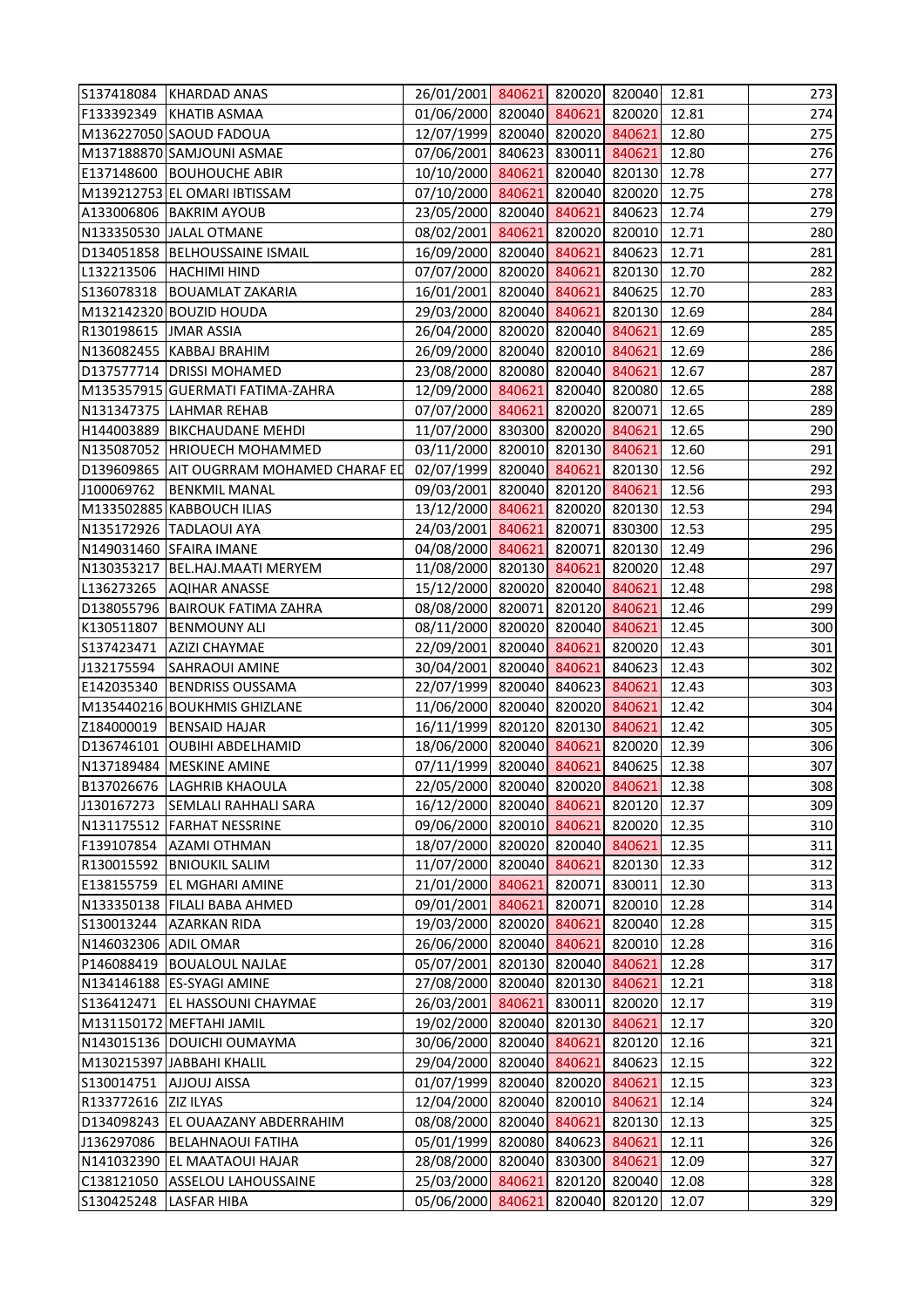| | | | | | | | | |
|---|---|---|---|---|---|---|---|---|
| S137418084 | KHARDAD ANAS | 26/01/2001 | 840621 | 820020 | 820040 | 12.81 | | 273 |
| F133392349 | KHATIB ASMAA | 01/06/2000 | 820040 | 840621 | 820020 | 12.81 | | 274 |
| M136227050 | SAOUD FADOUA | 12/07/1999 | 820040 | 820020 | 840621 | 12.80 | | 275 |
| M137188870 | SAMJOUNI ASMAE | 07/06/2001 | 840623 | 830011 | 840621 | 12.80 | | 276 |
| E137148600 | BOUHOUCHE ABIR | 10/10/2000 | 840621 | 820040 | 820130 | 12.78 | | 277 |
| M139212753 | EL OMARI IBTISSAM | 07/10/2000 | 840621 | 820040 | 820020 | 12.75 | | 278 |
| A133006806 | BAKRIM AYOUB | 23/05/2000 | 820040 | 840621 | 840623 | 12.74 | | 279 |
| N133350530 | JALAL OTMANE | 08/02/2001 | 840621 | 820020 | 820010 | 12.71 | | 280 |
| D134051858 | BELHOUSSAINE ISMAIL | 16/09/2000 | 820040 | 840621 | 840623 | 12.71 | | 281 |
| L132213506 | HACHIMI HIND | 07/07/2000 | 820020 | 840621 | 820130 | 12.70 | | 282 |
| S136078318 | BOUAMLAT ZAKARIA | 16/01/2001 | 820040 | 840621 | 840625 | 12.70 | | 283 |
| M132142320 | BOUZID HOUDA | 29/03/2000 | 820040 | 840621 | 820130 | 12.69 | | 284 |
| R130198615 | JMAR ASSIA | 26/04/2000 | 820020 | 820040 | 840621 | 12.69 | | 285 |
| N136082455 | KABBAJ BRAHIM | 26/09/2000 | 820040 | 820010 | 840621 | 12.69 | | 286 |
| D137577714 | DRISSI MOHAMED | 23/08/2000 | 820080 | 820040 | 840621 | 12.67 | | 287 |
| M135357915 | GUERMATI FATIMA-ZAHRA | 12/09/2000 | 840621 | 820040 | 820080 | 12.65 | | 288 |
| N131347375 | LAHMAR REHAB | 07/07/2000 | 840621 | 820020 | 820071 | 12.65 | | 289 |
| H144003889 | BIKCHAUDANE MEHDI | 11/07/2000 | 830300 | 820020 | 840621 | 12.65 | | 290 |
| N135087052 | HRIOUECH MOHAMMED | 03/11/2000 | 820010 | 820130 | 840621 | 12.60 | | 291 |
| D139609865 | AIT OUGRRAM MOHAMED CHARAF ED | 02/07/1999 | 820040 | 840621 | 820130 | 12.56 | | 292 |
| J100069762 | BENKMIL MANAL | 09/03/2001 | 820040 | 820120 | 840621 | 12.56 | | 293 |
| M133502885 | KABBOUCH ILIAS | 13/12/2000 | 840621 | 820020 | 820130 | 12.53 | | 294 |
| N135172926 | TADLAOUI AYA | 24/03/2001 | 840621 | 820071 | 830300 | 12.53 | | 295 |
| N149031460 | SFAIRA IMANE | 04/08/2000 | 840621 | 820071 | 820130 | 12.49 | | 296 |
| N130353217 | BEL.HAJ.MAATI MERYEM | 11/08/2000 | 820130 | 840621 | 820020 | 12.48 | | 297 |
| L136273265 | AQIHAR ANASSE | 15/12/2000 | 820020 | 820040 | 840621 | 12.48 | | 298 |
| D138055796 | BAIROUK FATIMA ZAHRA | 08/08/2000 | 820071 | 820120 | 840621 | 12.46 | | 299 |
| K130511807 | BENMOUNY ALI | 08/11/2000 | 820020 | 820040 | 840621 | 12.45 | | 300 |
| S137423471 | AZIZI CHAYMAE | 22/09/2001 | 820040 | 840621 | 820020 | 12.43 | | 301 |
| J132175594 | SAHRAOUI AMINE | 30/04/2001 | 820040 | 840621 | 840623 | 12.43 | | 302 |
| E142035340 | BENDRISS OUSSAMA | 22/07/1999 | 820040 | 840623 | 840621 | 12.43 | | 303 |
| M135440216 | BOUKHMIS GHIZLANE | 11/06/2000 | 820040 | 820020 | 840621 | 12.42 | | 304 |
| Z184000019 | BENSAID HAJAR | 16/11/1999 | 820120 | 820130 | 840621 | 12.42 | | 305 |
| D136746101 | OUBIHI ABDELHAMID | 18/06/2000 | 820040 | 840621 | 820020 | 12.39 | | 306 |
| N137189484 | MESKINE AMINE | 07/11/1999 | 820040 | 840621 | 840625 | 12.38 | | 307 |
| B137026676 | LAGHRIB KHAOULA | 22/05/2000 | 820040 | 820020 | 840621 | 12.38 | | 308 |
| J130167273 | SEMLALI RAHHALI SARA | 16/12/2000 | 820040 | 840621 | 820120 | 12.37 | | 309 |
| N131175512 | FARHAT NESSRINE | 09/06/2000 | 820010 | 840621 | 820020 | 12.35 | | 310 |
| F139107854 | AZAMI OTHMAN | 18/07/2000 | 820020 | 820040 | 840621 | 12.35 | | 311 |
| R130015592 | BNIOUKIL SALIM | 11/07/2000 | 820040 | 840621 | 820130 | 12.33 | | 312 |
| E138155759 | EL MGHARI AMINE | 21/01/2000 | 840621 | 820071 | 830011 | 12.30 | | 313 |
| N133350138 | FILALI BABA AHMED | 09/01/2001 | 840621 | 820071 | 820010 | 12.28 | | 314 |
| S130013244 | AZARKAN RIDA | 19/03/2000 | 820020 | 840621 | 820040 | 12.28 | | 315 |
| N146032306 | ADIL OMAR | 26/06/2000 | 820040 | 840621 | 820010 | 12.28 | | 316 |
| P146088419 | BOUALOUL NAJLAE | 05/07/2001 | 820130 | 820040 | 840621 | 12.28 | | 317 |
| N134146188 | ES-SYAGI AMINE | 27/08/2000 | 820040 | 820130 | 840621 | 12.21 | | 318 |
| S136412471 | EL HASSOUNI CHAYMAE | 26/03/2001 | 840621 | 830011 | 820020 | 12.17 | | 319 |
| M131150172 | MEFTAHI JAMIL | 19/02/2000 | 820040 | 820130 | 840621 | 12.17 | | 320 |
| N143015136 | DOUICHI OUMAYMA | 30/06/2000 | 820040 | 840621 | 820120 | 12.16 | | 321 |
| M130215397 | JABBAHI KHALIL | 29/04/2000 | 820040 | 840621 | 840623 | 12.15 | | 322 |
| S130014751 | AJJOUJ AISSA | 01/07/1999 | 820040 | 820020 | 840621 | 12.15 | | 323 |
| R133772616 | ZIZ ILYAS | 12/04/2000 | 820040 | 820010 | 840621 | 12.14 | | 324 |
| D134098243 | EL OUAAZANY ABDERRAHIM | 08/08/2000 | 820040 | 840621 | 820130 | 12.13 | | 325 |
| J136297086 | BELAHNAOUI FATIHA | 05/01/1999 | 820080 | 840623 | 840621 | 12.11 | | 326 |
| N141032390 | EL MAATAOUI HAJAR | 28/08/2000 | 820040 | 830300 | 840621 | 12.09 | | 327 |
| C138121050 | ASSELOU LAHOUSSAINE | 25/03/2000 | 840621 | 820120 | 820040 | 12.08 | | 328 |
| S130425248 | LASFAR HIBA | 05/06/2000 | 840621 | 820040 | 820120 | 12.07 | | 329 |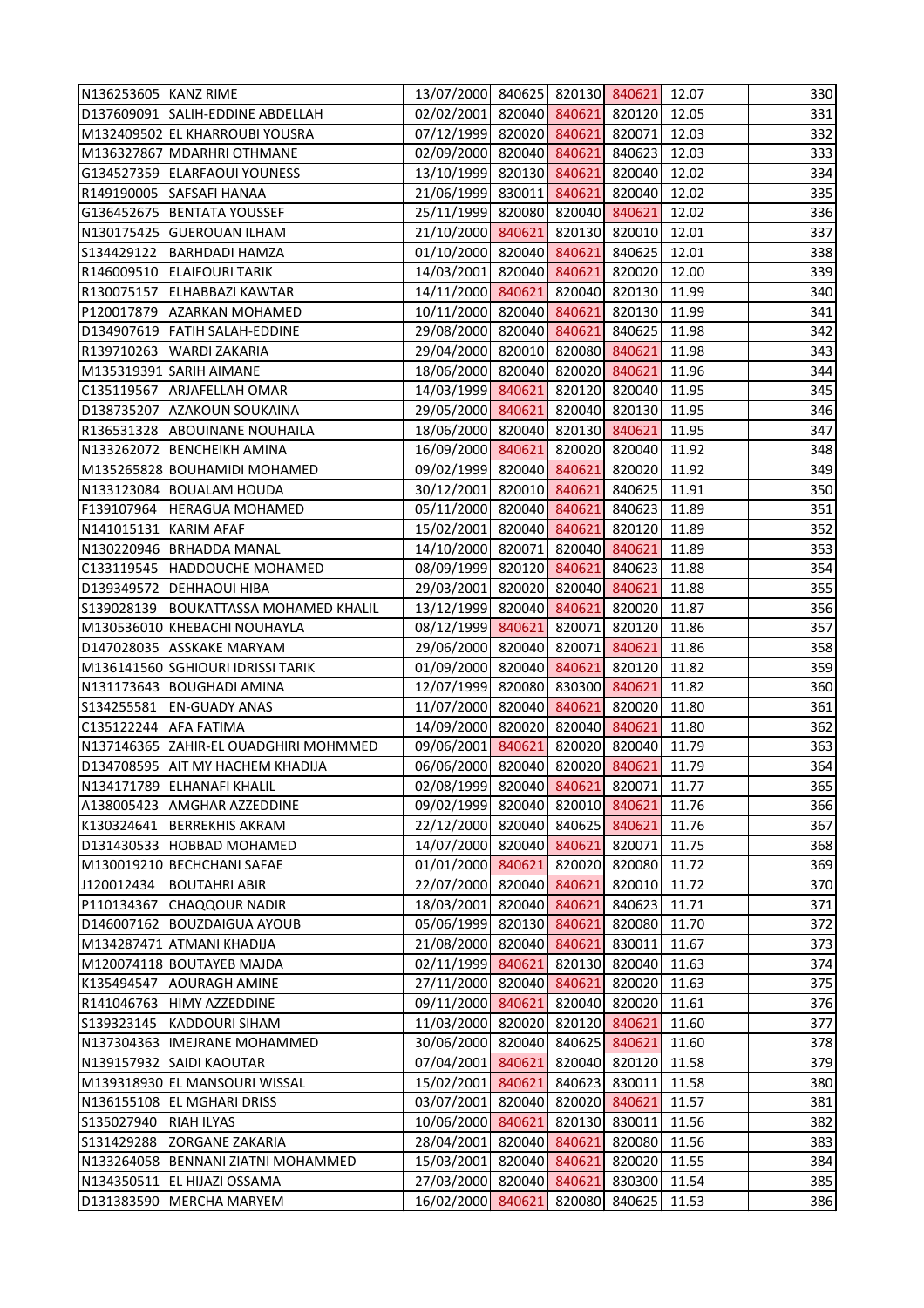| | | | | | | | | |
|---|---|---|---|---|---|---|---|---|
| N136253605 | KANZ RIME | 13/07/2000 | 840625 | 820130 | 840621 | 12.07 | | 330 |
| D137609091 | SALIH-EDDINE ABDELLAH | 02/02/2001 | 820040 | 840621 | 820120 | 12.05 | | 331 |
| M132409502 | EL KHARROUBI YOUSRA | 07/12/1999 | 820020 | 840621 | 820071 | 12.03 | | 332 |
| M136327867 | MDARHRI OTHMANE | 02/09/2000 | 820040 | 840621 | 840623 | 12.03 | | 333 |
| G134527359 | ELARFAOUI YOUNESS | 13/10/1999 | 820130 | 840621 | 820040 | 12.02 | | 334 |
| R149190005 | SAFSAFI HANAA | 21/06/1999 | 830011 | 840621 | 820040 | 12.02 | | 335 |
| G136452675 | BENTATA YOUSSEF | 25/11/1999 | 820080 | 820040 | 840621 | 12.02 | | 336 |
| N130175425 | GUEROUAN ILHAM | 21/10/2000 | 840621 | 820130 | 820010 | 12.01 | | 337 |
| S134429122 | BARHDADI HAMZA | 01/10/2000 | 820040 | 840621 | 840625 | 12.01 | | 338 |
| R146009510 | ELAIFOURI TARIK | 14/03/2001 | 820040 | 840621 | 820020 | 12.00 | | 339 |
| R130075157 | ELHABBAZI KAWTAR | 14/11/2000 | 840621 | 820040 | 820130 | 11.99 | | 340 |
| P120017879 | AZARKAN MOHAMED | 10/11/2000 | 820040 | 840621 | 820130 | 11.99 | | 341 |
| D134907619 | FATIH SALAH-EDDINE | 29/08/2000 | 820040 | 840621 | 840625 | 11.98 | | 342 |
| R139710263 | WARDI ZAKARIA | 29/04/2000 | 820010 | 820080 | 840621 | 11.98 | | 343 |
| M135319391 | SARIH AIMANE | 18/06/2000 | 820040 | 820020 | 840621 | 11.96 | | 344 |
| C135119567 | ARJAFELLAH OMAR | 14/03/1999 | 840621 | 820120 | 820040 | 11.95 | | 345 |
| D138735207 | AZAKOUN SOUKAINA | 29/05/2000 | 840621 | 820040 | 820130 | 11.95 | | 346 |
| R136531328 | ABOUINANE NOUHAILA | 18/06/2000 | 820040 | 820130 | 840621 | 11.95 | | 347 |
| N133262072 | BENCHEIKH AMINA | 16/09/2000 | 840621 | 820020 | 820040 | 11.92 | | 348 |
| M135265828 | BOUHAMIDI MOHAMED | 09/02/1999 | 820040 | 840621 | 820020 | 11.92 | | 349 |
| N133123084 | BOUALAM HOUDA | 30/12/2001 | 820010 | 840621 | 840625 | 11.91 | | 350 |
| F139107964 | HERAGUA MOHAMED | 05/11/2000 | 820040 | 840621 | 840623 | 11.89 | | 351 |
| N141015131 | KARIM AFAF | 15/02/2001 | 820040 | 840621 | 820120 | 11.89 | | 352 |
| N130220946 | BRHADDA MANAL | 14/10/2000 | 820071 | 820040 | 840621 | 11.89 | | 353 |
| C133119545 | HADDOUCHE MOHAMED | 08/09/1999 | 820120 | 840621 | 840623 | 11.88 | | 354 |
| D139349572 | DEHHAOUI HIBA | 29/03/2001 | 820020 | 820040 | 840621 | 11.88 | | 355 |
| S139028139 | BOUKATTASSA MOHAMED KHALIL | 13/12/1999 | 820040 | 840621 | 820020 | 11.87 | | 356 |
| M130536010 | KHEBACHI NOUHAYLA | 08/12/1999 | 840621 | 820071 | 820120 | 11.86 | | 357 |
| D147028035 | ASSKAKE MARYAM | 29/06/2000 | 820040 | 820071 | 840621 | 11.86 | | 358 |
| M136141560 | SGHIOURI IDRISSI TARIK | 01/09/2000 | 820040 | 840621 | 820120 | 11.82 | | 359 |
| N131173643 | BOUGHADI AMINA | 12/07/1999 | 820080 | 830300 | 840621 | 11.82 | | 360 |
| S134255581 | EN-GUADY ANAS | 11/07/2000 | 820040 | 840621 | 820020 | 11.80 | | 361 |
| C135122244 | AFA FATIMA | 14/09/2000 | 820020 | 820040 | 840621 | 11.80 | | 362 |
| N137146365 | ZAHIR-EL OUADGHIRI MOHMMED | 09/06/2001 | 840621 | 820020 | 820040 | 11.79 | | 363 |
| D134708595 | AIT MY HACHEM KHADIJA | 06/06/2000 | 820040 | 820020 | 840621 | 11.79 | | 364 |
| N134171789 | ELHANAFI KHALIL | 02/08/1999 | 820040 | 840621 | 820071 | 11.77 | | 365 |
| A138005423 | AMGHAR AZZEDDINE | 09/02/1999 | 820040 | 820010 | 840621 | 11.76 | | 366 |
| K130324641 | BERREKHIS AKRAM | 22/12/2000 | 820040 | 840625 | 840621 | 11.76 | | 367 |
| D131430533 | HOBBAD MOHAMED | 14/07/2000 | 820040 | 840621 | 820071 | 11.75 | | 368 |
| M130019210 | BECHCHANI SAFAE | 01/01/2000 | 840621 | 820020 | 820080 | 11.72 | | 369 |
| J120012434 | BOUTAHRI ABIR | 22/07/2000 | 820040 | 840621 | 820010 | 11.72 | | 370 |
| P110134367 | CHAQQOUR NADIR | 18/03/2001 | 820040 | 840621 | 840623 | 11.71 | | 371 |
| D146007162 | BOUZDAIGUA AYOUB | 05/06/1999 | 820130 | 840621 | 820080 | 11.70 | | 372 |
| M134287471 | ATMANI KHADIJA | 21/08/2000 | 820040 | 840621 | 830011 | 11.67 | | 373 |
| M120074118 | BOUTAYEB MAJDA | 02/11/1999 | 840621 | 820130 | 820040 | 11.63 | | 374 |
| K135494547 | AOURAGH AMINE | 27/11/2000 | 820040 | 840621 | 820020 | 11.63 | | 375 |
| R141046763 | HIMY AZZEDDINE | 09/11/2000 | 840621 | 820040 | 820020 | 11.61 | | 376 |
| S139323145 | KADDOURI SIHAM | 11/03/2000 | 820020 | 820120 | 840621 | 11.60 | | 377 |
| N137304363 | IMEJRANE MOHAMMED | 30/06/2000 | 820040 | 840625 | 840621 | 11.60 | | 378 |
| N139157932 | SAIDI KAOUTAR | 07/04/2001 | 840621 | 820040 | 820120 | 11.58 | | 379 |
| M139318930 | EL MANSOURI WISSAL | 15/02/2001 | 840621 | 840623 | 830011 | 11.58 | | 380 |
| N136155108 | EL MGHARI DRISS | 03/07/2001 | 820040 | 820020 | 840621 | 11.57 | | 381 |
| S135027940 | RIAH ILYAS | 10/06/2000 | 840621 | 820130 | 830011 | 11.56 | | 382 |
| S131429288 | ZORGANE ZAKARIA | 28/04/2001 | 820040 | 840621 | 820080 | 11.56 | | 383 |
| N133264058 | BENNANI ZIATNI MOHAMMED | 15/03/2001 | 820040 | 840621 | 820020 | 11.55 | | 384 |
| N134350511 | EL HIJAZI OSSAMA | 27/03/2000 | 820040 | 840621 | 830300 | 11.54 | | 385 |
| D131383590 | MERCHA MARYEM | 16/02/2000 | 840621 | 820080 | 840625 | 11.53 | | 386 |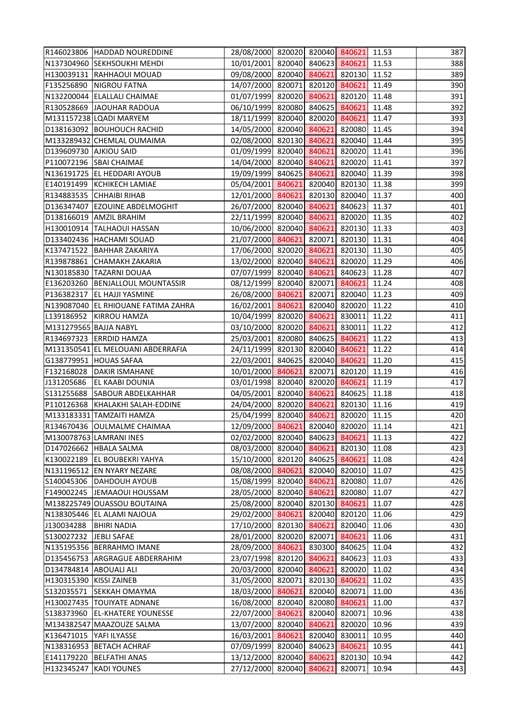| | | | | | | | |
|---|---|---|---|---|---|---|---|
| R146023806 | HADDAD NOUREDDINE | 28/08/2000 | 820020 | 820040 | 840621 | 11.53 | 387 |
| N137304960 | SEKHSOUKHI MEHDI | 10/01/2001 | 820040 | 840623 | 840621 | 11.53 | 388 |
| H130039131 | RAHHAOUI MOUAD | 09/08/2000 | 820040 | 840621 | 820130 | 11.52 | 389 |
| F135256890 | NIGROU FATNA | 14/07/2000 | 820071 | 820120 | 840621 | 11.49 | 390 |
| N132200044 | ELALLALI CHAIMAE | 01/07/1999 | 820020 | 840621 | 820120 | 11.48 | 391 |
| R130528669 | JAOUHAR RADOUA | 06/10/1999 | 820080 | 840625 | 840621 | 11.48 | 392 |
| M131157238 | LQADI MARYEM | 18/11/1999 | 820040 | 820020 | 840621 | 11.47 | 393 |
| D138163092 | BOUHOUCH RACHID | 14/05/2000 | 820040 | 840621 | 820080 | 11.45 | 394 |
| M133289432 | CHEMLAL OUMAIMA | 02/08/2000 | 820130 | 840621 | 820040 | 11.44 | 395 |
| D139609730 | AJKIOU SAID | 01/09/1999 | 820040 | 840621 | 820020 | 11.41 | 396 |
| P110072196 | SBAI CHAIMAE | 14/04/2000 | 820040 | 840621 | 820020 | 11.41 | 397 |
| N136191725 | EL HEDDARI AYOUB | 19/09/1999 | 840625 | 840621 | 820040 | 11.39 | 398 |
| E140191499 | KCHIKECH LAMIAE | 05/04/2001 | 840621 | 820040 | 820130 | 11.38 | 399 |
| R134883535 | CHHAIBI RIHAB | 12/01/2000 | 840621 | 820130 | 820040 | 11.37 | 400 |
| D136347407 | EZOUINE ABDELMOGHIT | 26/07/2000 | 820040 | 840621 | 840623 | 11.37 | 401 |
| D138166019 | AMZIL BRAHIM | 22/11/1999 | 820040 | 840621 | 820020 | 11.35 | 402 |
| H130010914 | TALHAOUI HASSAN | 10/06/2000 | 820040 | 840621 | 820130 | 11.33 | 403 |
| D133402436 | HACHAMI SOUAD | 21/07/2000 | 840621 | 820071 | 820130 | 11.31 | 404 |
| K137471522 | BAHHAR ZAKARIYA | 17/06/2000 | 820020 | 840621 | 820130 | 11.30 | 405 |
| R139878861 | CHAMAKH ZAKARIA | 13/02/2000 | 820040 | 840621 | 820020 | 11.29 | 406 |
| N130185830 | TAZARNI DOUAA | 07/07/1999 | 820040 | 840621 | 840623 | 11.28 | 407 |
| E136203260 | BENJALLOUL MOUNTASSIR | 08/12/1999 | 820040 | 820071 | 840621 | 11.24 | 408 |
| P136382317 | EL HAJJI YASMINE | 26/08/2000 | 840621 | 820071 | 820040 | 11.23 | 409 |
| N139087040 | EL RHIOUANE FATIMA ZAHRA | 16/02/2001 | 840621 | 820040 | 820020 | 11.22 | 410 |
| L139186952 | KIRROU HAMZA | 10/04/1999 | 820020 | 840621 | 830011 | 11.22 | 411 |
| M131279565 | BAJJA NABYL | 03/10/2000 | 820020 | 840621 | 830011 | 11.22 | 412 |
| R134697323 | ERRDID HAMZA | 25/03/2001 | 820080 | 840625 | 840621 | 11.22 | 413 |
| M131350541 | EL MELOUANI ABDERRAFIA | 24/11/1999 | 820130 | 820040 | 840621 | 11.22 | 414 |
| G138779951 | HOUAS SAFAA | 22/03/2001 | 840625 | 820040 | 840621 | 11.20 | 415 |
| F132168028 | DAKIR ISMAHANE | 10/01/2000 | 840621 | 820071 | 820120 | 11.19 | 416 |
| J131205686 | EL KAABI DOUNIA | 03/01/1998 | 820040 | 820020 | 840621 | 11.19 | 417 |
| S131255688 | SABOUR ABDELKAHHAR | 04/05/2001 | 820040 | 840621 | 840625 | 11.18 | 418 |
| P110126368 | KHALAKHI SALAH-EDDINE | 24/04/2000 | 820020 | 840621 | 820130 | 11.16 | 419 |
| M133183331 | TAMZAITI HAMZA | 25/04/1999 | 820040 | 840621 | 820020 | 11.15 | 420 |
| R134670436 | OULMALME CHAIMAA | 12/09/2000 | 840621 | 820040 | 820020 | 11.14 | 421 |
| M130078763 | LAMRANI INES | 02/02/2000 | 820040 | 840623 | 840621 | 11.13 | 422 |
| D147026662 | HBALA SALMA | 08/03/2000 | 820040 | 840621 | 820130 | 11.08 | 423 |
| K130022189 | EL BOUBEKRI YAHYA | 15/10/2000 | 820120 | 840625 | 840621 | 11.08 | 424 |
| N131196512 | EN NYARY NEZARE | 08/08/2000 | 840621 | 820040 | 820010 | 11.07 | 425 |
| S140045306 | DAHDOUH AYOUB | 15/08/1999 | 820040 | 840621 | 820080 | 11.07 | 426 |
| F149002245 | JEMAAOUI HOUSSAM | 28/05/2000 | 820040 | 840621 | 820080 | 11.07 | 427 |
| M138225749 | OUASSOU BOUTAINA | 25/08/2000 | 820040 | 820130 | 840621 | 11.07 | 428 |
| N138305446 | EL ALAMI NAJOUA | 29/02/2000 | 840621 | 820040 | 820120 | 11.06 | 429 |
| J130034288 | BHIRI NADIA | 17/10/2000 | 820130 | 840621 | 820040 | 11.06 | 430 |
| S130027232 | JEBLI SAFAE | 28/01/2000 | 820020 | 820071 | 840621 | 11.06 | 431 |
| N135195356 | BERRAHMO IMANE | 28/09/2000 | 840621 | 830300 | 840625 | 11.04 | 432 |
| D135456753 | ARGRAGUE ABDERRAHIM | 23/07/1998 | 820120 | 840621 | 840623 | 11.03 | 433 |
| D134784814 | ABOUALI ALI | 20/03/2000 | 820040 | 840621 | 820020 | 11.02 | 434 |
| H130315390 | KISSI ZAINEB | 31/05/2000 | 820071 | 820130 | 840621 | 11.02 | 435 |
| S132035571 | SEKKAH OMAYMA | 18/03/2000 | 840621 | 820040 | 820071 | 11.00 | 436 |
| H130027435 | TOUIYATE ADNANE | 16/08/2000 | 820040 | 820080 | 840621 | 11.00 | 437 |
| S138373960 | EL-KHATERE YOUNESSE | 22/07/2000 | 840621 | 820040 | 820071 | 10.96 | 438 |
| M134382547 | MAAZOUZE SALMA | 13/07/2000 | 820040 | 840621 | 820020 | 10.96 | 439 |
| K136471015 | YAFI ILYASSE | 16/03/2001 | 840621 | 820040 | 830011 | 10.95 | 440 |
| N138316953 | BETACH ACHRAF | 07/09/1999 | 820040 | 840623 | 840621 | 10.95 | 441 |
| E141179220 | BELFATHI ANAS | 13/12/2000 | 820040 | 840621 | 820130 | 10.94 | 442 |
| H132345247 | KADI YOUNES | 27/12/2000 | 820040 | 840621 | 820071 | 10.94 | 443 |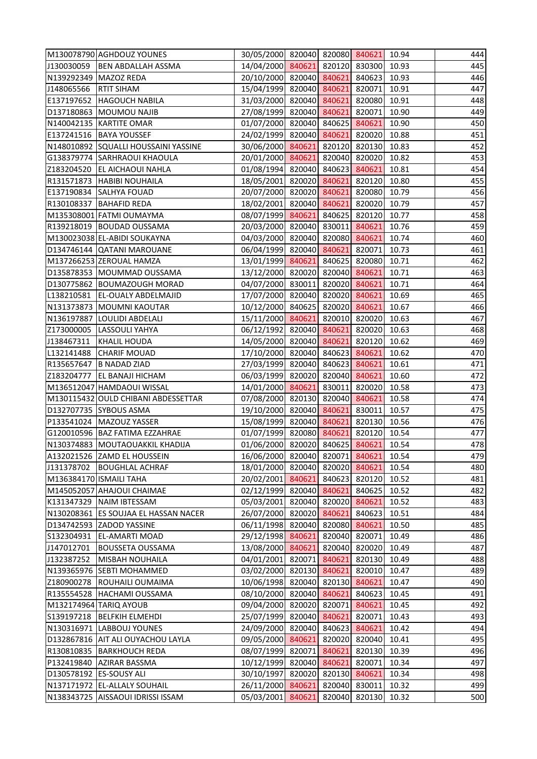| | | | | | | | |
|---|---|---|---|---|---|---|---|
| M130078790 | AGHDOUZ YOUNES | 30/05/2000 | 820040 | 820080 | 840621 | 10.94 | 444 |
| J130030059 | BEN ABDALLAH ASSMA | 14/04/2000 | 840621 | 820120 | 830300 | 10.93 | 445 |
| N139292349 | MAZOZ REDA | 20/10/2000 | 820040 | 840621 | 840623 | 10.93 | 446 |
| J148065566 | RTIT SIHAM | 15/04/1999 | 820040 | 840621 | 820071 | 10.91 | 447 |
| E137197652 | HAGOUCH NABILA | 31/03/2000 | 820040 | 840621 | 820080 | 10.91 | 448 |
| D137180863 | MOUMOU NAJIB | 27/08/1999 | 820040 | 840621 | 820071 | 10.90 | 449 |
| N140042135 | KARTITE OMAR | 01/07/2000 | 820040 | 840625 | 840621 | 10.90 | 450 |
| E137241516 | BAYA YOUSSEF | 24/02/1999 | 820040 | 840621 | 820020 | 10.88 | 451 |
| N148010892 | SQUALLI HOUSSAINI YASSINE | 30/06/2000 | 840621 | 820120 | 820130 | 10.83 | 452 |
| G138379774 | SARHRAOUI KHAOULA | 20/01/2000 | 840621 | 820040 | 820020 | 10.82 | 453 |
| Z183204520 | EL AICHAOUI NAHLA | 01/08/1994 | 820040 | 840623 | 840621 | 10.81 | 454 |
| R131571873 | HABIBI NOUHAILA | 18/05/2001 | 820020 | 840621 | 820120 | 10.80 | 455 |
| E137190834 | SALHYA FOUAD | 20/07/2000 | 820020 | 840621 | 820080 | 10.79 | 456 |
| R130108337 | BAHAFID REDA | 18/02/2001 | 820040 | 840621 | 820020 | 10.79 | 457 |
| M135308001 | FATMI OUMAYMA | 08/07/1999 | 840621 | 840625 | 820120 | 10.77 | 458 |
| R139218019 | BOUDAD OUSSAMA | 20/03/2000 | 820040 | 830011 | 840621 | 10.76 | 459 |
| M130023038 | EL-ABIDI SOUKAYNA | 04/03/2000 | 820040 | 820080 | 840621 | 10.74 | 460 |
| D134746144 | QATANI MAROUANE | 06/04/1999 | 820040 | 840621 | 820071 | 10.73 | 461 |
| M137266253 | ZEROUAL HAMZA | 13/01/1999 | 840621 | 840625 | 820080 | 10.71 | 462 |
| D135878353 | MOUMMAD OUSSAMA | 13/12/2000 | 820020 | 820040 | 840621 | 10.71 | 463 |
| D130775862 | BOUMAZOUGH MORAD | 04/07/2000 | 830011 | 820020 | 840621 | 10.71 | 464 |
| L138210581 | EL-OUALY ABDELMAJID | 17/07/2000 | 820040 | 820020 | 840621 | 10.69 | 465 |
| N131373873 | MOUMNI KAOUTAR | 10/12/2000 | 840625 | 820020 | 840621 | 10.67 | 466 |
| N136197887 | LOULIDI ABDELALI | 15/11/2000 | 840621 | 820010 | 820020 | 10.63 | 467 |
| Z173000005 | LASSOULI YAHYA | 06/12/1992 | 820040 | 840621 | 820020 | 10.63 | 468 |
| J138467311 | KHALIL HOUDA | 14/05/2000 | 820040 | 840621 | 820120 | 10.62 | 469 |
| L132141488 | CHARIF MOUAD | 17/10/2000 | 820040 | 840623 | 840621 | 10.62 | 470 |
| R135657647 | B NADAD ZIAD | 27/03/1999 | 820040 | 840623 | 840621 | 10.61 | 471 |
| Z183204777 | EL BANAJI HICHAM | 06/03/1999 | 820020 | 820040 | 840621 | 10.60 | 472 |
| M136512047 | HAMDAOUI WISSAL | 14/01/2000 | 840621 | 830011 | 820020 | 10.58 | 473 |
| M130115432 | OULD CHIBANI ABDESSETTAR | 07/08/2000 | 820130 | 820040 | 840621 | 10.58 | 474 |
| D132707735 | SYBOUS ASMA | 19/10/2000 | 820040 | 840621 | 830011 | 10.57 | 475 |
| P133541024 | MAZOUZ YASSER | 15/08/1999 | 820040 | 840621 | 820130 | 10.56 | 476 |
| G120010596 | BAZ FATIMA EZZAHRAE | 01/07/1999 | 820080 | 840621 | 820120 | 10.54 | 477 |
| N130374883 | MOUTAOUAKKIL KHADIJA | 01/06/2000 | 820020 | 840625 | 840621 | 10.54 | 478 |
| A132021526 | ZAMD EL HOUSSEIN | 16/06/2000 | 820040 | 820071 | 840621 | 10.54 | 479 |
| J131378702 | BOUGHLAL ACHRAF | 18/01/2000 | 820040 | 820020 | 840621 | 10.54 | 480 |
| M136384170 | ISMAILI TAHA | 20/02/2001 | 840621 | 840623 | 820120 | 10.52 | 481 |
| M145052057 | AHAJOUI CHAIMAE | 02/12/1999 | 820040 | 840621 | 840625 | 10.52 | 482 |
| K131347329 | NAIM IBTESSAM | 05/03/2001 | 820040 | 820020 | 840621 | 10.52 | 483 |
| N130208361 | ES SOUJAA EL HASSAN NACER | 26/07/2000 | 820020 | 840621 | 840623 | 10.51 | 484 |
| D134742593 | ZADOD YASSINE | 06/11/1998 | 820040 | 820080 | 840621 | 10.50 | 485 |
| S132304931 | EL-AMARTI MOAD | 29/12/1998 | 840621 | 820040 | 820071 | 10.49 | 486 |
| J147012701 | BOUSSETA OUSSAMA | 13/08/2000 | 840621 | 820040 | 820020 | 10.49 | 487 |
| J132387252 | MISBAH NOUHAILA | 04/01/2001 | 820071 | 840621 | 820130 | 10.49 | 488 |
| N139365976 | SEBTI MOHAMMED | 03/02/2000 | 820130 | 840621 | 820010 | 10.47 | 489 |
| Z180900278 | ROUHAILI OUMAIMA | 10/06/1998 | 820040 | 820130 | 840621 | 10.47 | 490 |
| R135554528 | HACHAMI OUSSAMA | 08/10/2000 | 820040 | 840621 | 840623 | 10.45 | 491 |
| M132174964 | TARIQ AYOUB | 09/04/2000 | 820020 | 820071 | 840621 | 10.45 | 492 |
| S139197218 | BELFKIH ELMEHDI | 25/07/1999 | 820040 | 840621 | 820071 | 10.43 | 493 |
| N130316971 | LABBOUJ YOUNES | 24/09/2000 | 820040 | 840623 | 840621 | 10.42 | 494 |
| D132867816 | AIT ALI OUYACHOU LAYLA | 09/05/2000 | 840621 | 820020 | 820040 | 10.41 | 495 |
| R130810835 | BARKHOUCH REDA | 08/07/1999 | 820071 | 840621 | 820130 | 10.39 | 496 |
| P132419840 | AZIRAR BASSMA | 10/12/1999 | 820040 | 840621 | 820071 | 10.34 | 497 |
| D130578192 | ES-SOUSY ALI | 30/10/1997 | 820020 | 820130 | 840621 | 10.34 | 498 |
| N137171972 | EL-ALLALY SOUHAIL | 26/11/2000 | 840621 | 820040 | 830011 | 10.32 | 499 |
| N138343725 | AISSAOUI IDRISSI ISSAM | 05/03/2001 | 840621 | 820040 | 820130 | 10.32 | 500 |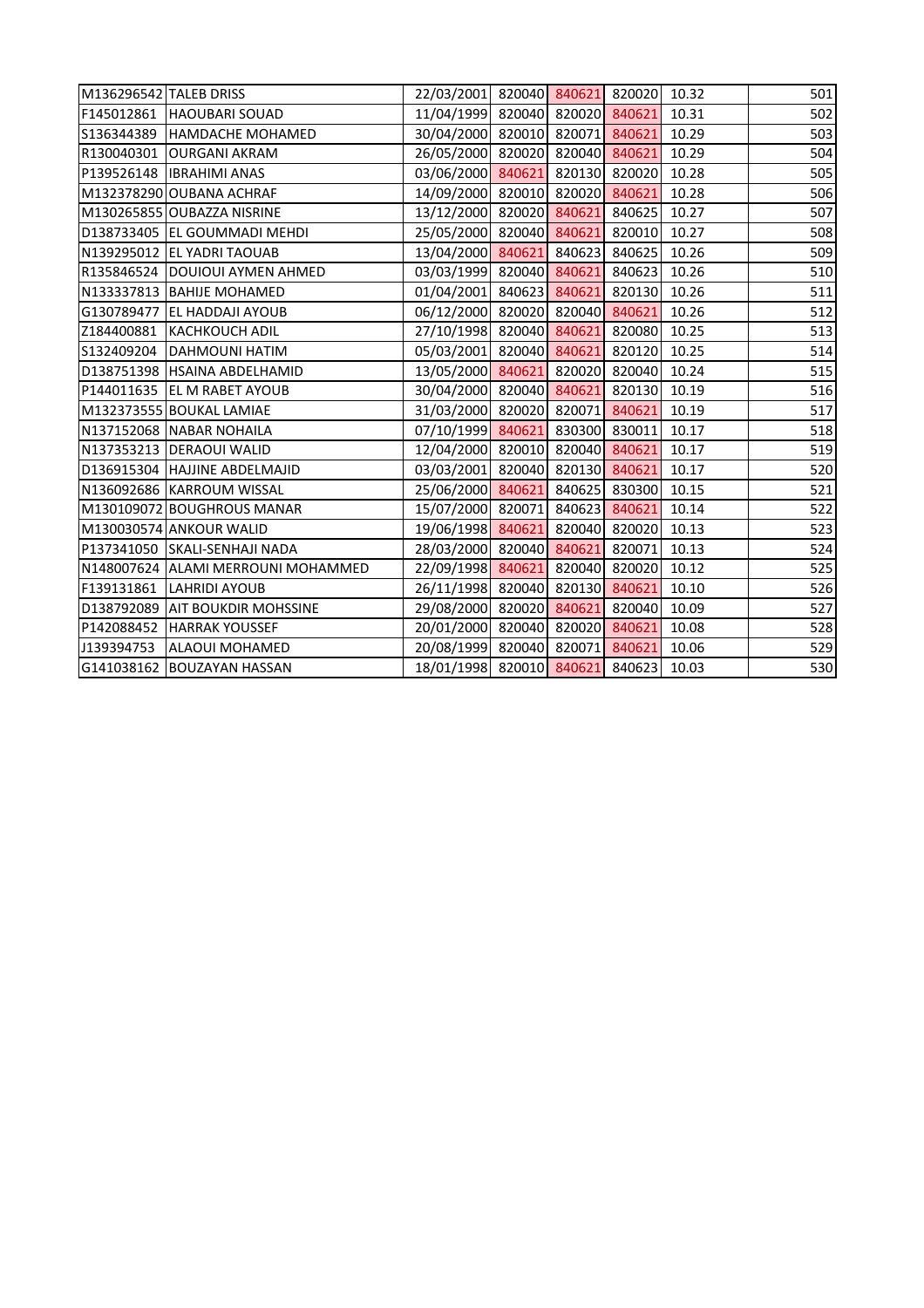| | | | | | | | |
|---|---|---|---|---|---|---|---|
| M136296542 | TALEB DRISS | 22/03/2001 | 820040 | 840621 | 820020 | 10.32 | 501 |
| F145012861 | HAOUBARI SOUAD | 11/04/1999 | 820040 | 820020 | 840621 | 10.31 | 502 |
| S136344389 | HAMDACHE MOHAMED | 30/04/2000 | 820010 | 820071 | 840621 | 10.29 | 503 |
| R130040301 | OURGANI AKRAM | 26/05/2000 | 820020 | 820040 | 840621 | 10.29 | 504 |
| P139526148 | IBRAHIMI ANAS | 03/06/2000 | 840621 | 820130 | 820020 | 10.28 | 505 |
| M132378290 | OUBANA ACHRAF | 14/09/2000 | 820010 | 820020 | 840621 | 10.28 | 506 |
| M130265855 | OUBAZZA NISRINE | 13/12/2000 | 820020 | 840621 | 840625 | 10.27 | 507 |
| D138733405 | EL GOUMMADI MEHDI | 25/05/2000 | 820040 | 840621 | 820010 | 10.27 | 508 |
| N139295012 | EL YADRI TAOUAB | 13/04/2000 | 840621 | 840623 | 840625 | 10.26 | 509 |
| R135846524 | DOUIOUI AYMEN AHMED | 03/03/1999 | 820040 | 840621 | 840623 | 10.26 | 510 |
| N133337813 | BAHIJE MOHAMED | 01/04/2001 | 840623 | 840621 | 820130 | 10.26 | 511 |
| G130789477 | EL HADDAJI AYOUB | 06/12/2000 | 820020 | 820040 | 840621 | 10.26 | 512 |
| Z184400881 | KACHKOUCH ADIL | 27/10/1998 | 820040 | 840621 | 820080 | 10.25 | 513 |
| S132409204 | DAHMOUNI HATIM | 05/03/2001 | 820040 | 840621 | 820120 | 10.25 | 514 |
| D138751398 | HSAINA ABDELHAMID | 13/05/2000 | 840621 | 820020 | 820040 | 10.24 | 515 |
| P144011635 | EL M RABET AYOUB | 30/04/2000 | 820040 | 840621 | 820130 | 10.19 | 516 |
| M132373555 | BOUKAL LAMIAE | 31/03/2000 | 820020 | 820071 | 840621 | 10.19 | 517 |
| N137152068 | NABAR NOHAILA | 07/10/1999 | 840621 | 830300 | 830011 | 10.17 | 518 |
| N137353213 | DERAOUI WALID | 12/04/2000 | 820010 | 820040 | 840621 | 10.17 | 519 |
| D136915304 | HAJJINE ABDELMAJID | 03/03/2001 | 820040 | 820130 | 840621 | 10.17 | 520 |
| N136092686 | KARROUM WISSAL | 25/06/2000 | 840621 | 840625 | 830300 | 10.15 | 521 |
| M130109072 | BOUGHROUS MANAR | 15/07/2000 | 820071 | 840623 | 840621 | 10.14 | 522 |
| M130030574 | ANKOUR WALID | 19/06/1998 | 840621 | 820040 | 820020 | 10.13 | 523 |
| P137341050 | SKALI-SENHAJI NADA | 28/03/2000 | 820040 | 840621 | 820071 | 10.13 | 524 |
| N148007624 | ALAMI MERROUNI MOHAMMED | 22/09/1998 | 840621 | 820040 | 820020 | 10.12 | 525 |
| F139131861 | LAHRIDI AYOUB | 26/11/1998 | 820040 | 820130 | 840621 | 10.10 | 526 |
| D138792089 | AIT BOUKDIR MOHSSINE | 29/08/2000 | 820020 | 840621 | 820040 | 10.09 | 527 |
| P142088452 | HARRAK YOUSSEF | 20/01/2000 | 820040 | 820020 | 840621 | 10.08 | 528 |
| J139394753 | ALAOUI MOHAMED | 20/08/1999 | 820040 | 820071 | 840621 | 10.06 | 529 |
| G141038162 | BOUZAYAN HASSAN | 18/01/1998 | 820010 | 840621 | 840623 | 10.03 | 530 |